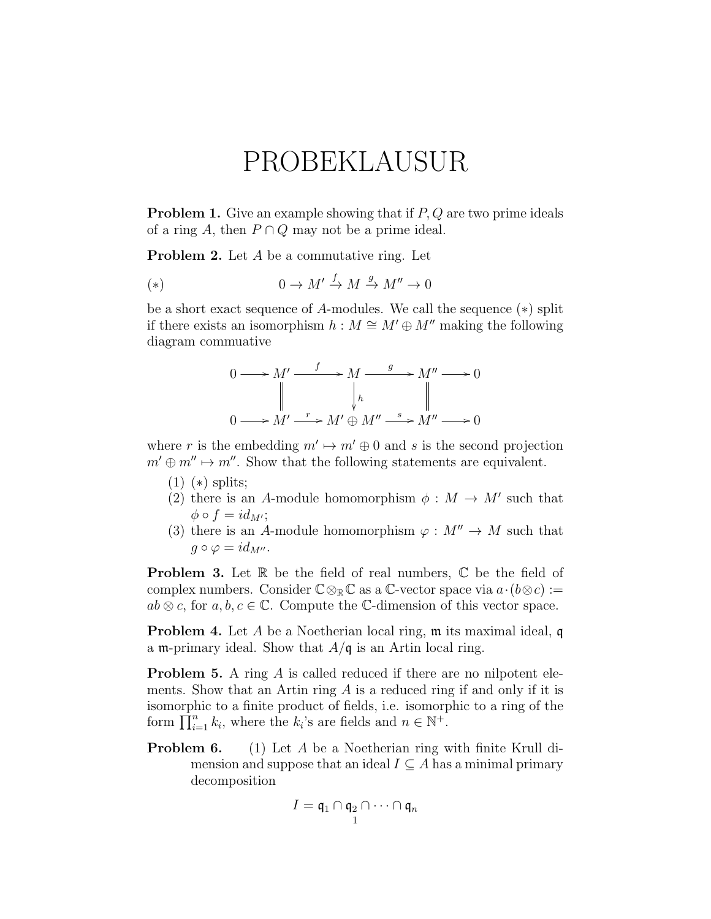# PROBEKLAUSUR

**Problem 1.** Give an example showing that if $P, Q$ are two prime ideals of a ring $A$, then $P \cap Q$ may not be a prime ideal.

**Problem 2.** Let $A$ be a commutative ring. Let

$$(*) \qquad 0 \to M' \xrightarrow{f} M \xrightarrow{g} M'' \to 0$$

be a short exact sequence of $A$-modules. We call the sequence $(*)$ split if there exists an isomorphism $h : M \cong M' \oplus M''$ making the following diagram commuative

$$\begin{array}{ccccccccc}
0 & \longrightarrow & M' & \xrightarrow{f} & M & \xrightarrow{g} & M'' & \longrightarrow & 0 \\
 & & \| & & \downarrow h & & \| & & \\
0 & \longrightarrow & M' & \xrightarrow{r} & M' \oplus M'' & \xrightarrow{s} & M'' & \longrightarrow & 0
\end{array}$$

where $r$ is the embedding $m' \mapsto m' \oplus 0$ and $s$ is the second projection $m' \oplus m'' \mapsto m''$. Show that the following statements are equivalent.

1. $(*)$ splits;
2. there is an $A$-module homomorphism $\phi : M \to M'$ such that $\phi \circ f = id_{M'}$;
3. there is an $A$-module homomorphism $\varphi : M'' \to M$ such that $g \circ \varphi = id_{M''}$.

**Problem 3.** Let $\mathbb{R}$ be the field of real numbers, $\mathbb{C}$ be the field of complex numbers. Consider $\mathbb{C} \otimes_{\mathbb{R}} \mathbb{C}$ as a $\mathbb{C}$-vector space via $a \cdot (b \otimes c) := ab \otimes c$, for $a, b, c \in \mathbb{C}$. Compute the $\mathbb{C}$-dimension of this vector space.

**Problem 4.** Let $A$ be a Noetherian local ring, $\mathfrak{m}$ its maximal ideal, $\mathfrak{q}$ a $\mathfrak{m}$-primary ideal. Show that $A/\mathfrak{q}$ is an Artin local ring.

**Problem 5.** A ring $A$ is called reduced if there are no nilpotent elements. Show that an Artin ring $A$ is a reduced ring if and only if it is isomorphic to a finite product of fields, i.e. isomorphic to a ring of the form $\prod_{i=1}^{n} k_i$, where the $k_i$'s are fields and $n \in \mathbb{N}^+$.

**Problem 6.** (1) Let $A$ be a Noetherian ring with finite Krull dimension and suppose that an ideal $I \subseteq A$ has a minimal primary decomposition

$$I = \mathfrak{q}_1 \cap \mathfrak{q}_2 \cap \cdots \cap \mathfrak{q}_n$$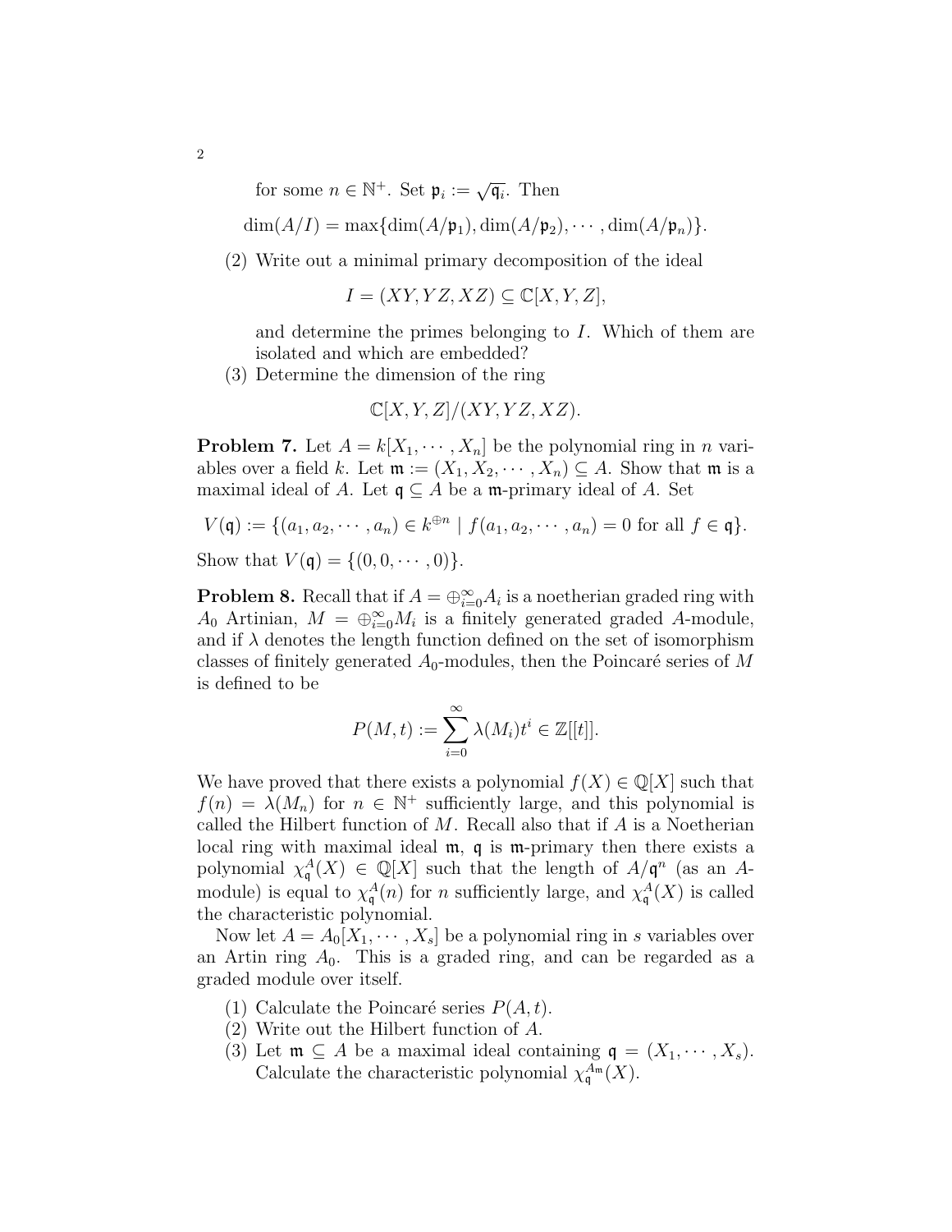for some $n \in \mathbb{N}^+$. Set $\mathfrak{p}_i := \sqrt{\mathfrak{q}_i}$. Then

$$\dim(A/I) = \max\{\dim(A/\mathfrak{p}_1), \dim(A/\mathfrak{p}_2), \cdots, \dim(A/\mathfrak{p}_n)\}.$$

(2) Write out a minimal primary decomposition of the ideal

$$I = (XY, YZ, XZ) \subseteq \mathbb{C}[X, Y, Z],$$

and determine the primes belonging to $I$. Which of them are isolated and which are embedded?

(3) Determine the dimension of the ring

$$\mathbb{C}[X, Y, Z]/(XY, YZ, XZ).$$

**Problem 7.** Let $A = k[X_1, \cdots, X_n]$ be the polynomial ring in $n$ variables over a field $k$. Let $\mathfrak{m} := (X_1, X_2, \cdots, X_n) \subseteq A$. Show that $\mathfrak{m}$ is a maximal ideal of $A$. Let $\mathfrak{q} \subseteq A$ be a $\mathfrak{m}$-primary ideal of $A$. Set

$$V(\mathfrak{q}) := \{(a_1, a_2, \cdots, a_n) \in k^{\oplus n} \mid f(a_1, a_2, \cdots, a_n) = 0 \text{ for all } f \in \mathfrak{q}\}.$$

Show that $V(\mathfrak{q}) = \{(0, 0, \cdots, 0)\}$.

**Problem 8.** Recall that if $A = \oplus_{i=0}^{\infty} A_i$ is a noetherian graded ring with $A_0$ Artinian, $M = \oplus_{i=0}^{\infty} M_i$ is a finitely generated graded $A$-module, and if $\lambda$ denotes the length function defined on the set of isomorphism classes of finitely generated $A_0$-modules, then the Poincaré series of $M$ is defined to be

$$P(M, t) := \sum_{i=0}^{\infty} \lambda(M_i) t^i \in \mathbb{Z}[[t]].$$

We have proved that there exists a polynomial $f(X) \in \mathbb{Q}[X]$ such that $f(n) = \lambda(M_n)$ for $n \in \mathbb{N}^+$ sufficiently large, and this polynomial is called the Hilbert function of $M$. Recall also that if $A$ is a Noetherian local ring with maximal ideal $\mathfrak{m}$, $\mathfrak{q}$ is $\mathfrak{m}$-primary then there exists a polynomial $\chi_{\mathfrak{q}}^{A}(X) \in \mathbb{Q}[X]$ such that the length of $A/\mathfrak{q}^n$ (as an $A$-module) is equal to $\chi_{\mathfrak{q}}^{A}(n)$ for $n$ sufficiently large, and $\chi_{\mathfrak{q}}^{A}(X)$ is called the characteristic polynomial.

Now let $A = A_0[X_1, \cdots, X_s]$ be a polynomial ring in $s$ variables over an Artin ring $A_0$. This is a graded ring, and can be regarded as a graded module over itself.

(1) Calculate the Poincaré series $P(A, t)$.
(2) Write out the Hilbert function of $A$.
(3) Let $\mathfrak{m} \subseteq A$ be a maximal ideal containing $\mathfrak{q} = (X_1, \cdots, X_s)$. Calculate the characteristic polynomial $\chi_{\mathfrak{q}}^{A_{\mathfrak{m}}}(X)$.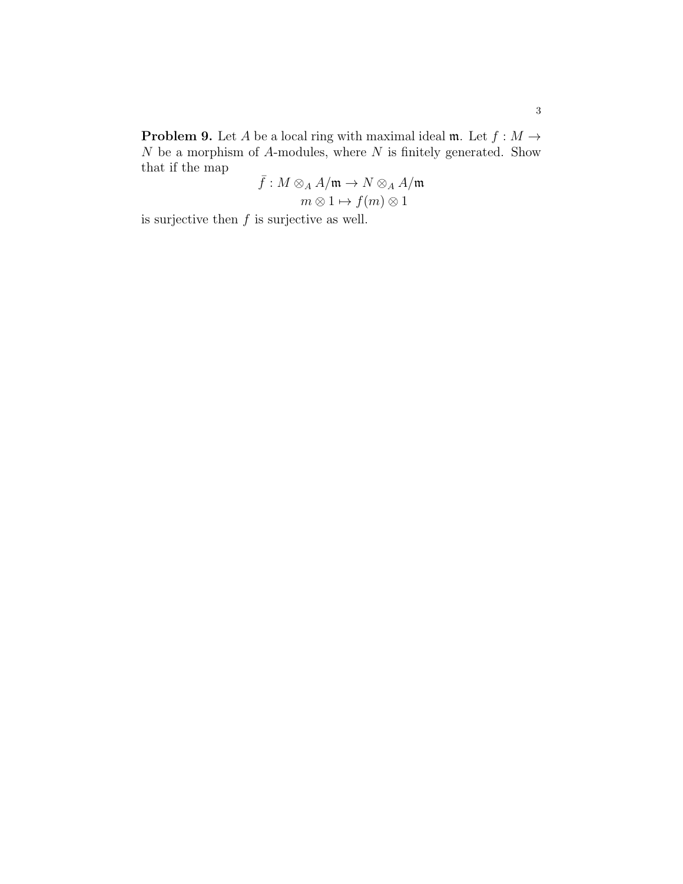**Problem 9.** Let $A$ be a local ring with maximal ideal $\mathfrak{m}$. Let $f : M \to N$ be a morphism of $A$-modules, where $N$ is finitely generated. Show that if the map

$$\bar{f} : M \otimes_A A/\mathfrak{m} \to N \otimes_A A/\mathfrak{m}$$
$$m \otimes 1 \mapsto f(m) \otimes 1$$

is surjective then $f$ is surjective as well.